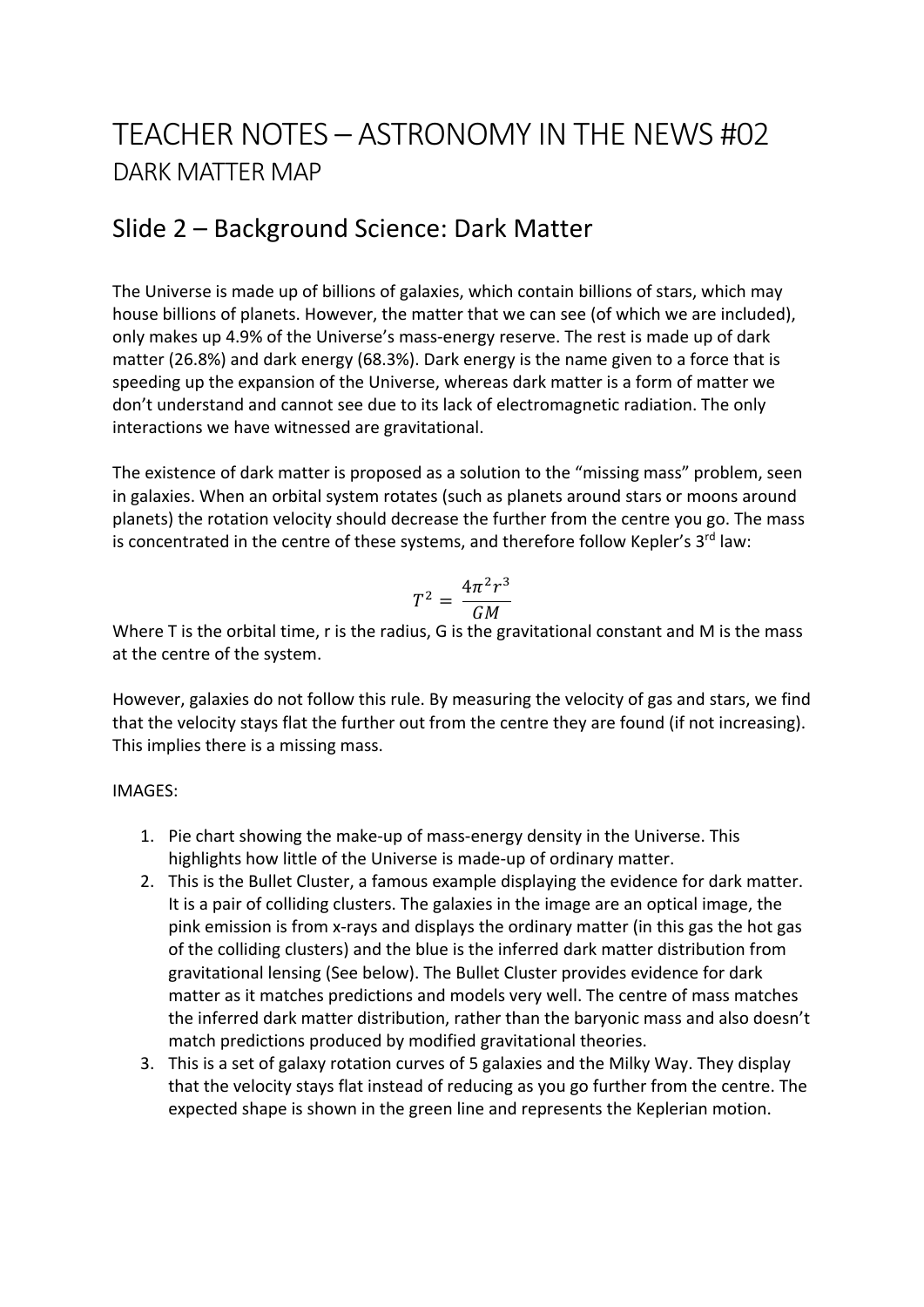# TEACHER NOTES – ASTRONOMY IN THE NEWS #02

DARK MATTER MAP

## Slide 2 – Background Science: Dark Matter

The Universe is made up of billions of galaxies, which contain billions of stars, which may house billions of planets. However, the matter that we can see (of which we are included), only makes up 4.9% of the Universe's mass-energy reserve. The rest is made up of dark matter (26.8%) and dark energy (68.3%). Dark energy is the name given to a force that is speeding up the expansion of the Universe, whereas dark matter is a form of matter we don't understand and cannot see due to its lack of electromagnetic radiation. The only interactions we have witnessed are gravitational.

The existence of dark matter is proposed as a solution to the "missing mass" problem, seen in galaxies. When an orbital system rotates (such as planets around stars or moons around planets) the rotation velocity should decrease the further from the centre you go. The mass is concentrated in the centre of these systems, and therefore follow Kepler's 3rd law:

$$T^2 = \frac{4\pi^2 r^3}{GM}$$

Where T is the orbital time, r is the radius, G is the gravitational constant and M is the mass at the centre of the system.

However, galaxies do not follow this rule. By measuring the velocity of gas and stars, we find that the velocity stays flat the further out from the centre they are found (if not increasing). This implies there is a missing mass.

IMAGES:

1. Pie chart showing the make-up of mass-energy density in the Universe. This highlights how little of the Universe is made-up of ordinary matter.
2. This is the Bullet Cluster, a famous example displaying the evidence for dark matter. It is a pair of colliding clusters. The galaxies in the image are an optical image, the pink emission is from x-rays and displays the ordinary matter (in this gas the hot gas of the colliding clusters) and the blue is the inferred dark matter distribution from gravitational lensing (See below). The Bullet Cluster provides evidence for dark matter as it matches predictions and models very well. The centre of mass matches the inferred dark matter distribution, rather than the baryonic mass and also doesn't match predictions produced by modified gravitational theories.
3. This is a set of galaxy rotation curves of 5 galaxies and the Milky Way. They display that the velocity stays flat instead of reducing as you go further from the centre. The expected shape is shown in the green line and represents the Keplerian motion.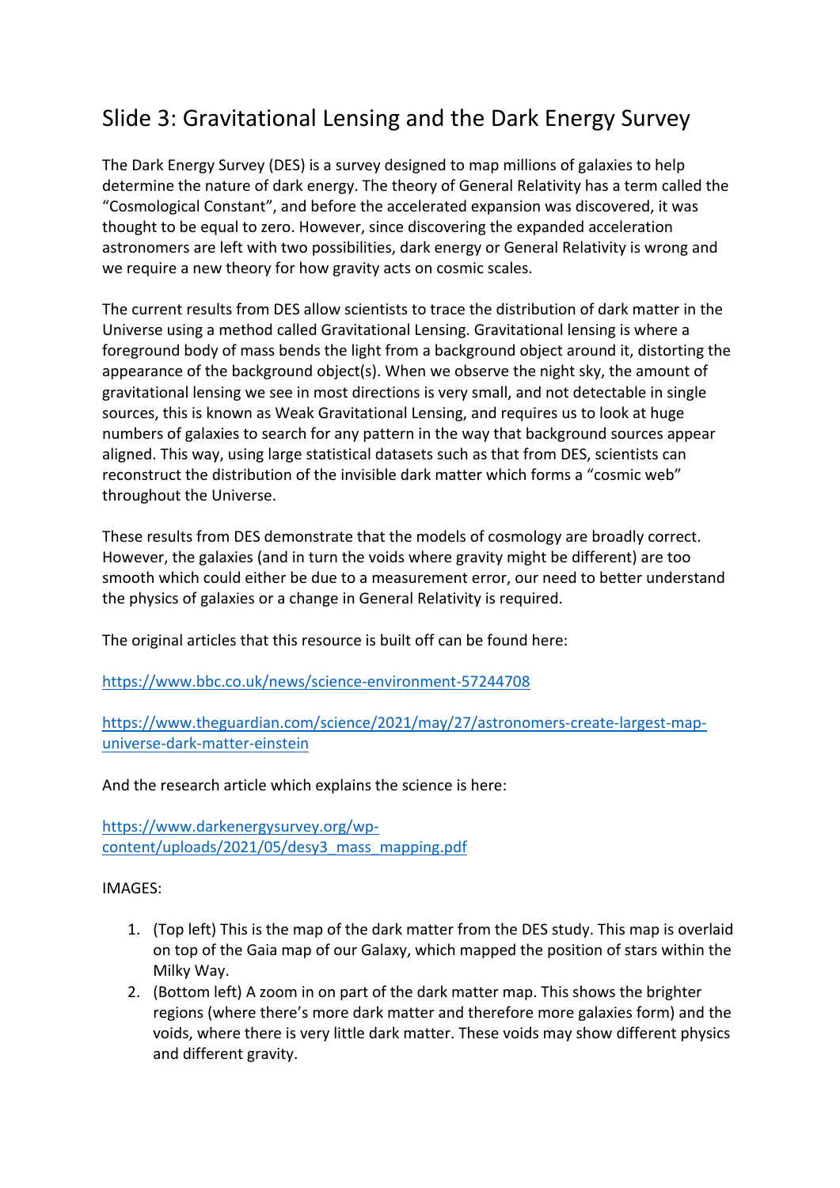# Slide 3: Gravitational Lensing and the Dark Energy Survey

The Dark Energy Survey (DES) is a survey designed to map millions of galaxies to help determine the nature of dark energy. The theory of General Relativity has a term called the "Cosmological Constant", and before the accelerated expansion was discovered, it was thought to be equal to zero. However, since discovering the expanded acceleration astronomers are left with two possibilities, dark energy or General Relativity is wrong and we require a new theory for how gravity acts on cosmic scales.

The current results from DES allow scientists to trace the distribution of dark matter in the Universe using a method called Gravitational Lensing. Gravitational lensing is where a foreground body of mass bends the light from a background object around it, distorting the appearance of the background object(s). When we observe the night sky, the amount of gravitational lensing we see in most directions is very small, and not detectable in single sources, this is known as Weak Gravitational Lensing, and requires us to look at huge numbers of galaxies to search for any pattern in the way that background sources appear aligned. This way, using large statistical datasets such as that from DES, scientists can reconstruct the distribution of the invisible dark matter which forms a "cosmic web" throughout the Universe.

These results from DES demonstrate that the models of cosmology are broadly correct. However, the galaxies (and in turn the voids where gravity might be different) are too smooth which could either be due to a measurement error, our need to better understand the physics of galaxies or a change in General Relativity is required.

The original articles that this resource is built off can be found here:

https://www.bbc.co.uk/news/science-environment-57244708

https://www.theguardian.com/science/2021/may/27/astronomers-create-largest-map-universe-dark-matter-einstein

And the research article which explains the science is here:

https://www.darkenergysurvey.org/wp-content/uploads/2021/05/desy3_mass_mapping.pdf

IMAGES:

1. (Top left) This is the map of the dark matter from the DES study. This map is overlaid on top of the Gaia map of our Galaxy, which mapped the position of stars within the Milky Way.
2. (Bottom left) A zoom in on part of the dark matter map. This shows the brighter regions (where there's more dark matter and therefore more galaxies form) and the voids, where there is very little dark matter. These voids may show different physics and different gravity.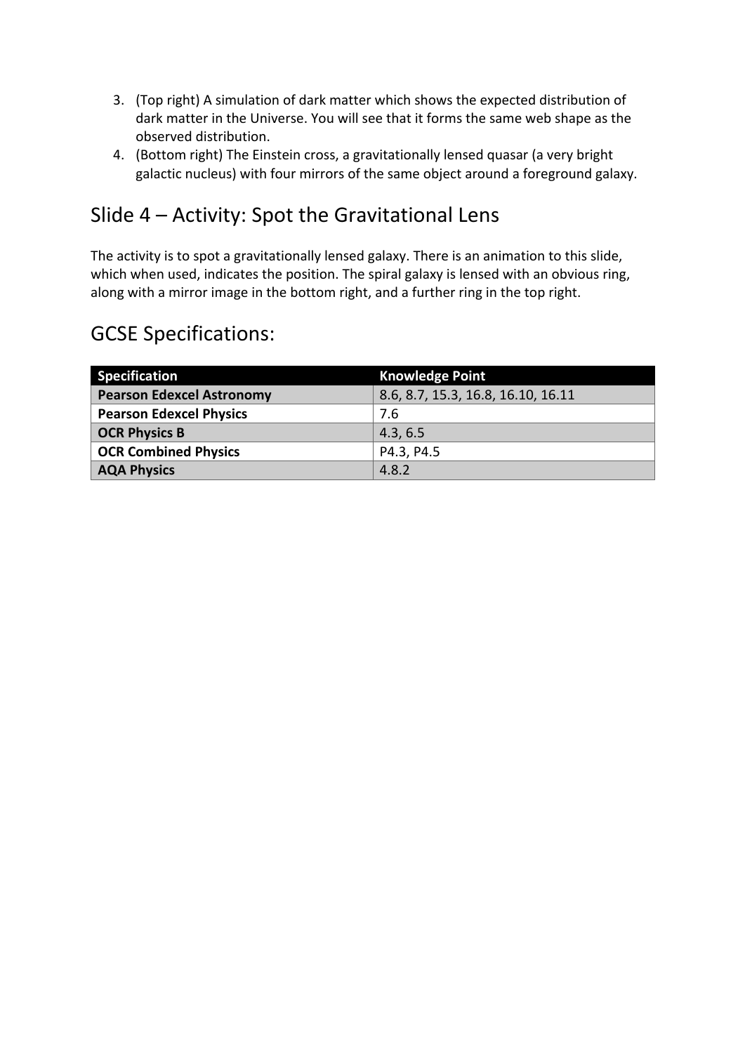3. (Top right) A simulation of dark matter which shows the expected distribution of dark matter in the Universe. You will see that it forms the same web shape as the observed distribution.
4. (Bottom right) The Einstein cross, a gravitationally lensed quasar (a very bright galactic nucleus) with four mirrors of the same object around a foreground galaxy.

## Slide 4 – Activity: Spot the Gravitational Lens

The activity is to spot a gravitationally lensed galaxy. There is an animation to this slide, which when used, indicates the position. The spiral galaxy is lensed with an obvious ring, along with a mirror image in the bottom right, and a further ring in the top right.

## GCSE Specifications:

| Specification | Knowledge Point |
|---|---|
| **Pearson Edexcel Astronomy** | 8.6, 8.7, 15.3, 16.8, 16.10, 16.11 |
| **Pearson Edexcel Physics** | 7.6 |
| **OCR Physics B** | 4.3, 6.5 |
| **OCR Combined Physics** | P4.3, P4.5 |
| **AQA Physics** | 4.8.2 |